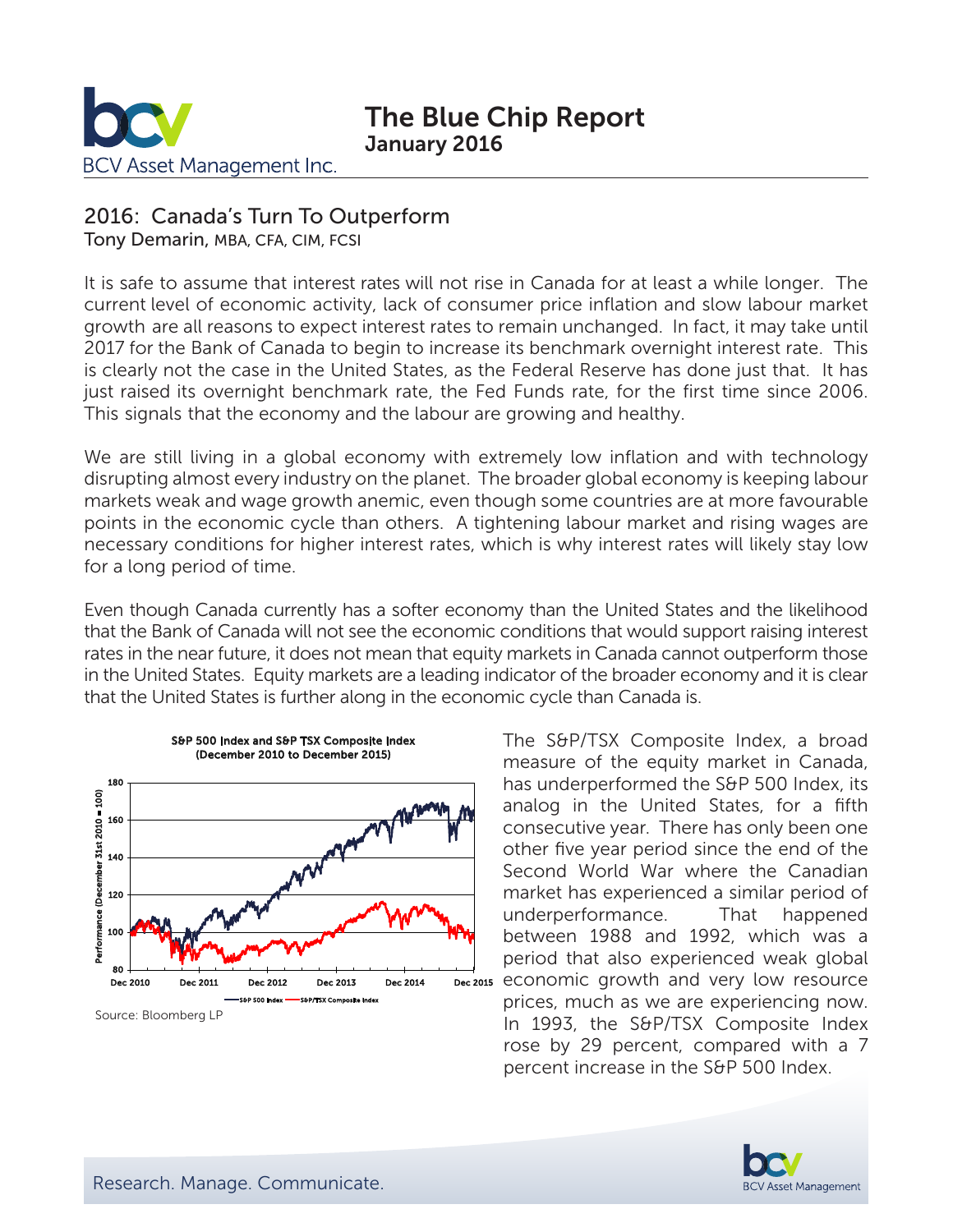# The Blue Chip Report
**January 2016**

BCV Asset Management Inc.

## 2016: Canada's Turn To Outperform

Tony Demarin, MBA, CFA, CIM, FCSI

It is safe to assume that interest rates will not rise in Canada for at least a while longer. The current level of economic activity, lack of consumer price inflation and slow labour market growth are all reasons to expect interest rates to remain unchanged. In fact, it may take until 2017 for the Bank of Canada to begin to increase its benchmark overnight interest rate. This is clearly not the case in the United States, as the Federal Reserve has done just that. It has just raised its overnight benchmark rate, the Fed Funds rate, for the first time since 2006. This signals that the economy and the labour are growing and healthy.

We are still living in a global economy with extremely low inflation and with technology disrupting almost every industry on the planet. The broader global economy is keeping labour markets weak and wage growth anemic, even though some countries are at more favourable points in the economic cycle than others. A tightening labour market and rising wages are necessary conditions for higher interest rates, which is why interest rates will likely stay low for a long period of time.

Even though Canada currently has a softer economy than the United States and the likelihood that the Bank of Canada will not see the economic conditions that would support raising interest rates in the near future, it does not mean that equity markets in Canada cannot outperform those in the United States. Equity markets are a leading indicator of the broader economy and it is clear that the United States is further along in the economic cycle than Canada is.

**S&P 500 Index and S&P TSX Composite Index (December 2010 to December 2015)**

Source: Bloomberg LP

The S&P/TSX Composite Index, a broad measure of the equity market in Canada, has underperformed the S&P 500 Index, its analog in the United States, for a fifth consecutive year. There has only been one other five year period since the end of the Second World War where the Canadian market has experienced a similar period of underperformance. That happened between 1988 and 1992, which was a period that also experienced weak global economic growth and very low resource prices, much as we are experiencing now. In 1993, the S&P/TSX Composite Index rose by 29 percent, compared with a 7 percent increase in the S&P 500 Index.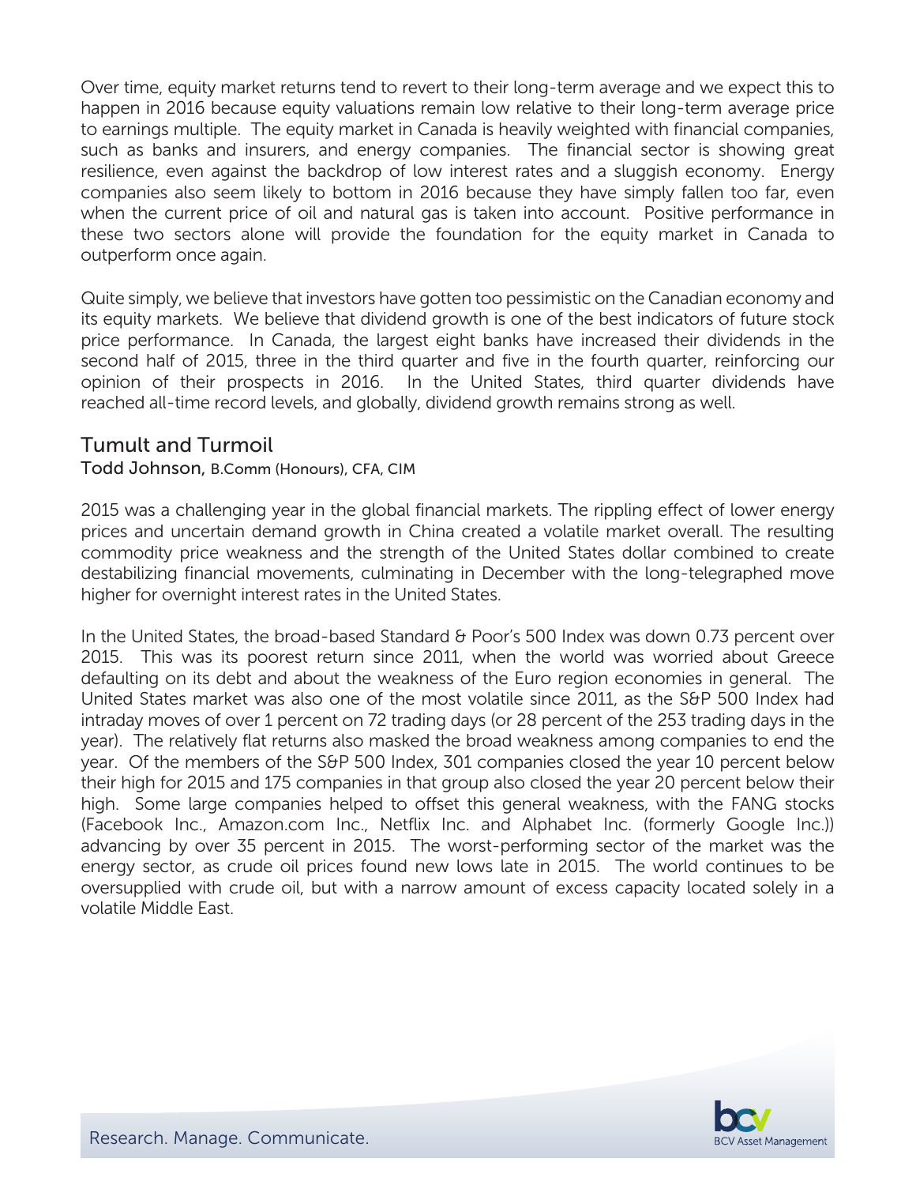Over time, equity market returns tend to revert to their long-term average and we expect this to happen in 2016 because equity valuations remain low relative to their long-term average price to earnings multiple. The equity market in Canada is heavily weighted with financial companies, such as banks and insurers, and energy companies. The financial sector is showing great resilience, even against the backdrop of low interest rates and a sluggish economy. Energy companies also seem likely to bottom in 2016 because they have simply fallen too far, even when the current price of oil and natural gas is taken into account. Positive performance in these two sectors alone will provide the foundation for the equity market in Canada to outperform once again.

Quite simply, we believe that investors have gotten too pessimistic on the Canadian economy and its equity markets. We believe that dividend growth is one of the best indicators of future stock price performance. In Canada, the largest eight banks have increased their dividends in the second half of 2015, three in the third quarter and five in the fourth quarter, reinforcing our opinion of their prospects in 2016. In the United States, third quarter dividends have reached all-time record levels, and globally, dividend growth remains strong as well.

## Tumult and Turmoil

Todd Johnson, B.Comm (Honours), CFA, CIM

2015 was a challenging year in the global financial markets. The rippling effect of lower energy prices and uncertain demand growth in China created a volatile market overall. The resulting commodity price weakness and the strength of the United States dollar combined to create destabilizing financial movements, culminating in December with the long-telegraphed move higher for overnight interest rates in the United States.

In the United States, the broad-based Standard & Poor's 500 Index was down 0.73 percent over 2015. This was its poorest return since 2011, when the world was worried about Greece defaulting on its debt and about the weakness of the Euro region economies in general. The United States market was also one of the most volatile since 2011, as the S&P 500 Index had intraday moves of over 1 percent on 72 trading days (or 28 percent of the 253 trading days in the year). The relatively flat returns also masked the broad weakness among companies to end the year. Of the members of the S&P 500 Index, 301 companies closed the year 10 percent below their high for 2015 and 175 companies in that group also closed the year 20 percent below their high. Some large companies helped to offset this general weakness, with the FANG stocks (Facebook Inc., Amazon.com Inc., Netflix Inc. and Alphabet Inc. (formerly Google Inc.)) advancing by over 35 percent in 2015. The worst-performing sector of the market was the energy sector, as crude oil prices found new lows late in 2015. The world continues to be oversupplied with crude oil, but with a narrow amount of excess capacity located solely in a volatile Middle East.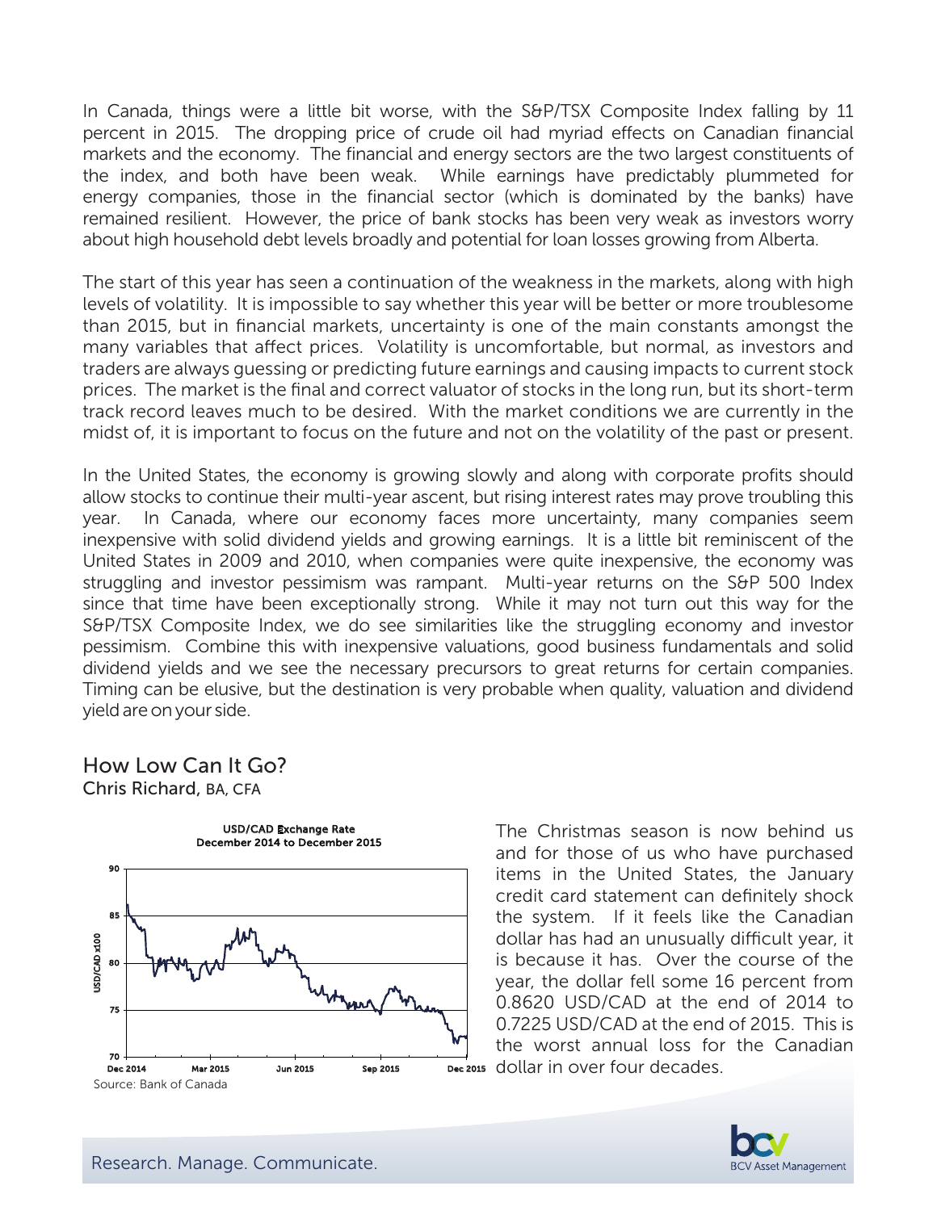In Canada, things were a little bit worse, with the S&P/TSX Composite Index falling by 11 percent in 2015. The dropping price of crude oil had myriad effects on Canadian financial markets and the economy. The financial and energy sectors are the two largest constituents of the index, and both have been weak. While earnings have predictably plummeted for energy companies, those in the financial sector (which is dominated by the banks) have remained resilient. However, the price of bank stocks has been very weak as investors worry about high household debt levels broadly and potential for loan losses growing from Alberta.

The start of this year has seen a continuation of the weakness in the markets, along with high levels of volatility. It is impossible to say whether this year will be better or more troublesome than 2015, but in financial markets, uncertainty is one of the main constants amongst the many variables that affect prices. Volatility is uncomfortable, but normal, as investors and traders are always guessing or predicting future earnings and causing impacts to current stock prices. The market is the final and correct valuator of stocks in the long run, but its short-term track record leaves much to be desired. With the market conditions we are currently in the midst of, it is important to focus on the future and not on the volatility of the past or present.

In the United States, the economy is growing slowly and along with corporate profits should allow stocks to continue their multi-year ascent, but rising interest rates may prove troubling this year. In Canada, where our economy faces more uncertainty, many companies seem inexpensive with solid dividend yields and growing earnings. It is a little bit reminiscent of the United States in 2009 and 2010, when companies were quite inexpensive, the economy was struggling and investor pessimism was rampant. Multi-year returns on the S&P 500 Index since that time have been exceptionally strong. While it may not turn out this way for the S&P/TSX Composite Index, we do see similarities like the struggling economy and investor pessimism. Combine this with inexpensive valuations, good business fundamentals and solid dividend yields and we see the necessary precursors to great returns for certain companies. Timing can be elusive, but the destination is very probable when quality, valuation and dividend yield are on your side.

## How Low Can It Go?

**Chris Richard, BA, CFA**

**USD/CAD Exchange Rate**
**December 2014 to December 2015**

Source: Bank of Canada

The Christmas season is now behind us and for those of us who have purchased items in the United States, the January credit card statement can definitely shock the system. If it feels like the Canadian dollar has had an unusually difficult year, it is because it has. Over the course of the year, the dollar fell some 16 percent from 0.8620 USD/CAD at the end of 2014 to 0.7225 USD/CAD at the end of 2015. This is the worst annual loss for the Canadian dollar in over four decades.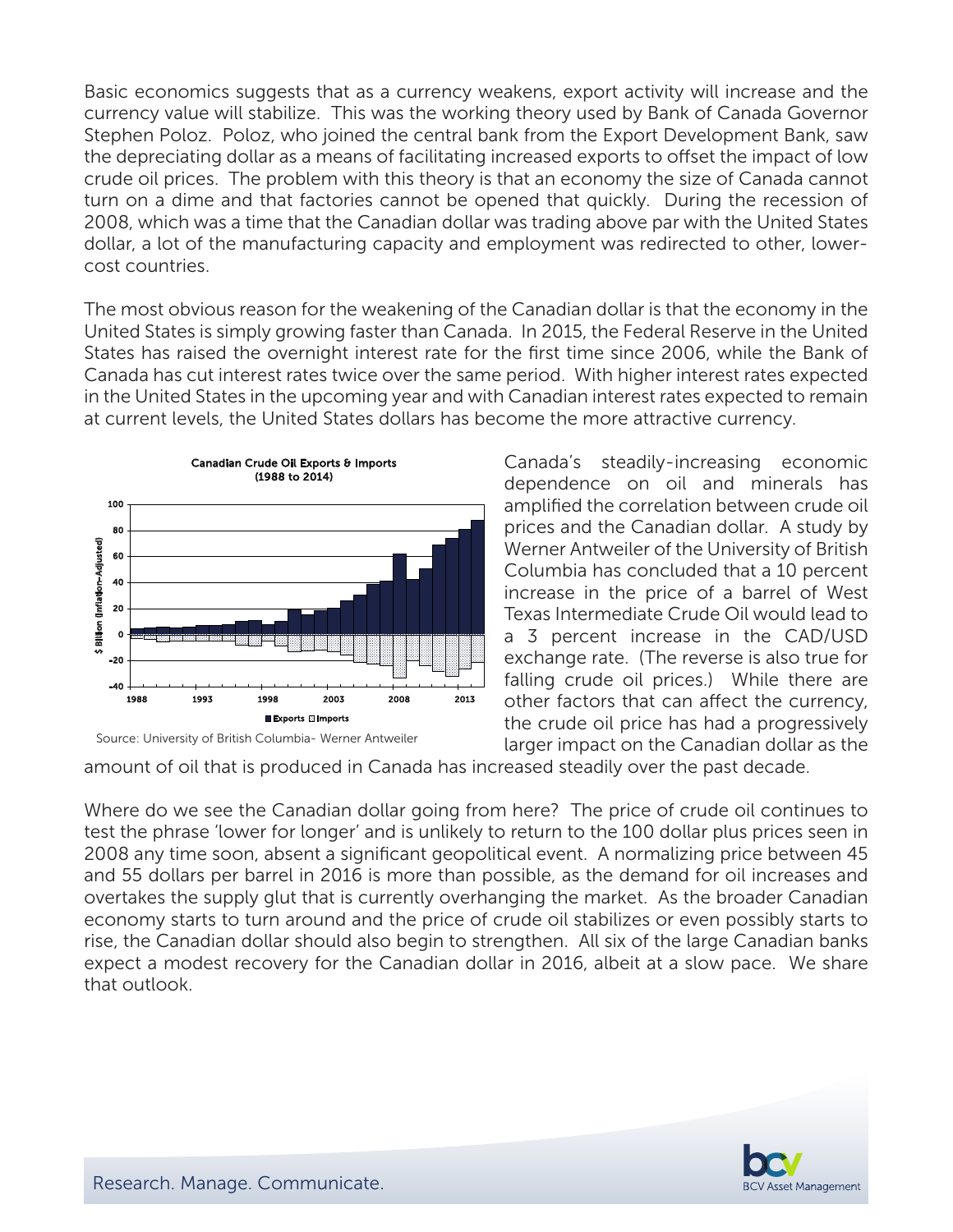Basic economics suggests that as a currency weakens, export activity will increase and the currency value will stabilize. This was the working theory used by Bank of Canada Governor Stephen Poloz. Poloz, who joined the central bank from the Export Development Bank, saw the depreciating dollar as a means of facilitating increased exports to offset the impact of low crude oil prices. The problem with this theory is that an economy the size of Canada cannot turn on a dime and that factories cannot be opened that quickly. During the recession of 2008, which was a time that the Canadian dollar was trading above par with the United States dollar, a lot of the manufacturing capacity and employment was redirected to other, lower-cost countries.

The most obvious reason for the weakening of the Canadian dollar is that the economy in the United States is simply growing faster than Canada. In 2015, the Federal Reserve in the United States has raised the overnight interest rate for the first time since 2006, while the Bank of Canada has cut interest rates twice over the same period. With higher interest rates expected in the United States in the upcoming year and with Canadian interest rates expected to remain at current levels, the United States dollars has become the more attractive currency.

**Canadian Crude Oil Exports & Imports (1988 to 2014)**

Source: University of British Columbia- Werner Antweiler

Canada's steadily-increasing economic dependence on oil and minerals has amplified the correlation between crude oil prices and the Canadian dollar. A study by Werner Antweiler of the University of British Columbia has concluded that a 10 percent increase in the price of a barrel of West Texas Intermediate Crude Oil would lead to a 3 percent increase in the CAD/USD exchange rate. (The reverse is also true for falling crude oil prices.) While there are other factors that can affect the currency, the crude oil price has had a progressively larger impact on the Canadian dollar as the amount of oil that is produced in Canada has increased steadily over the past decade.

Where do we see the Canadian dollar going from here? The price of crude oil continues to test the phrase 'lower for longer' and is unlikely to return to the 100 dollar plus prices seen in 2008 any time soon, absent a significant geopolitical event. A normalizing price between 45 and 55 dollars per barrel in 2016 is more than possible, as the demand for oil increases and overtakes the supply glut that is currently overhanging the market. As the broader Canadian economy starts to turn around and the price of crude oil stabilizes or even possibly starts to rise, the Canadian dollar should also begin to strengthen. All six of the large Canadian banks expect a modest recovery for the Canadian dollar in 2016, albeit at a slow pace. We share that outlook.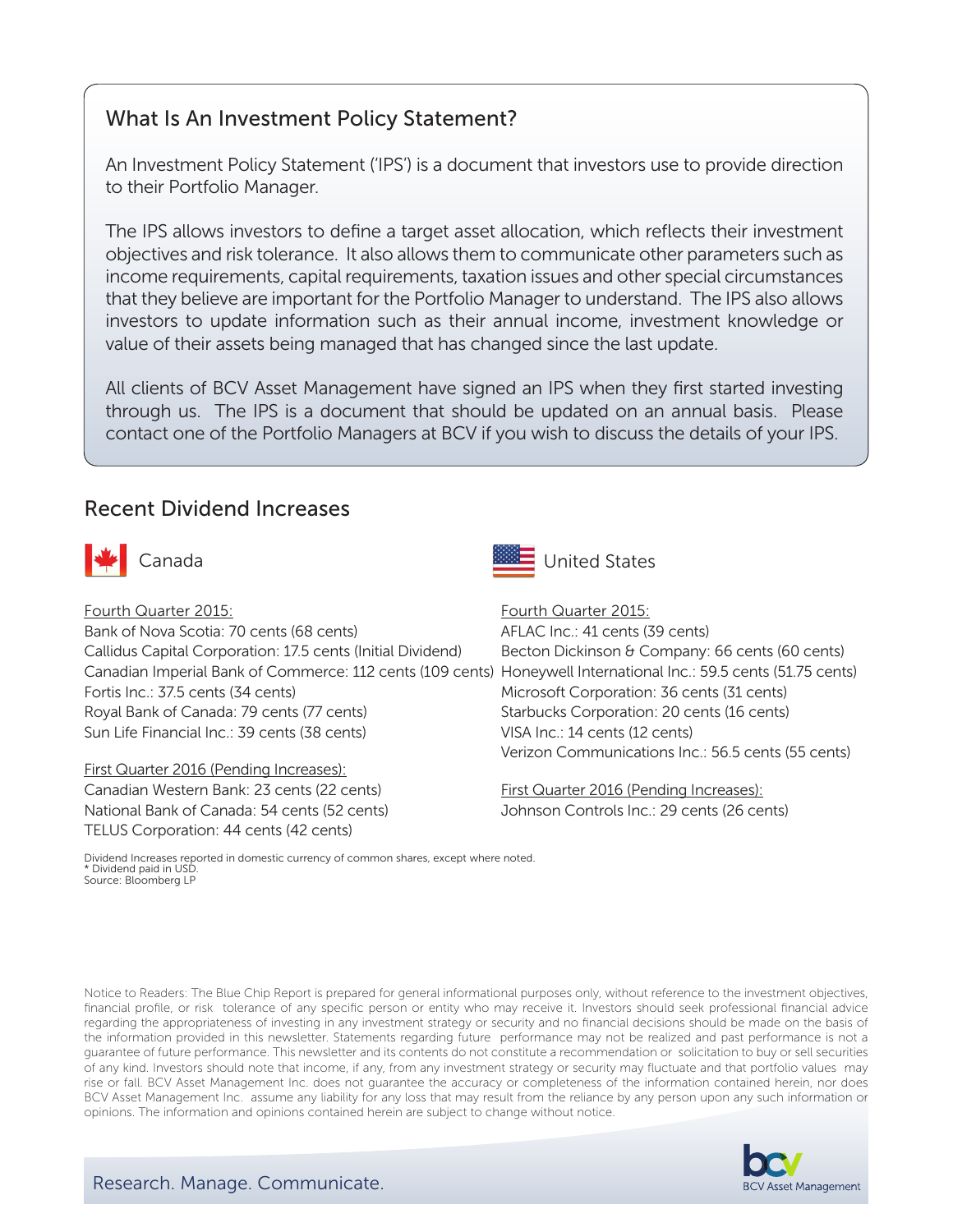## What Is An Investment Policy Statement?

An Investment Policy Statement ('IPS') is a document that investors use to provide direction to their Portfolio Manager.

The IPS allows investors to define a target asset allocation, which reflects their investment objectives and risk tolerance. It also allows them to communicate other parameters such as income requirements, capital requirements, taxation issues and other special circumstances that they believe are important for the Portfolio Manager to understand. The IPS also allows investors to update information such as their annual income, investment knowledge or value of their assets being managed that has changed since the last update.

All clients of BCV Asset Management have signed an IPS when they first started investing through us. The IPS is a document that should be updated on an annual basis. Please contact one of the Portfolio Managers at BCV if you wish to discuss the details of your IPS.

## Recent Dividend Increases

### Canada

Fourth Quarter 2015:

Bank of Nova Scotia: 70 cents (68 cents)
Callidus Capital Corporation: 17.5 cents (Initial Dividend)
Canadian Imperial Bank of Commerce: 112 cents (109 cents)
Fortis Inc.: 37.5 cents (34 cents)
Royal Bank of Canada: 79 cents (77 cents)
Sun Life Financial Inc.: 39 cents (38 cents)

First Quarter 2016 (Pending Increases):

Canadian Western Bank: 23 cents (22 cents)
National Bank of Canada: 54 cents (52 cents)
TELUS Corporation: 44 cents (42 cents)

### United States

Fourth Quarter 2015:

AFLAC Inc.: 41 cents (39 cents)
Becton Dickinson & Company: 66 cents (60 cents)
Honeywell International Inc.: 59.5 cents (51.75 cents)
Microsoft Corporation: 36 cents (31 cents)
Starbucks Corporation: 20 cents (16 cents)
VISA Inc.: 14 cents (12 cents)
Verizon Communications Inc.: 56.5 cents (55 cents)

First Quarter 2016 (Pending Increases):

Johnson Controls Inc.: 29 cents (26 cents)

Dividend Increases reported in domestic currency of common shares, except where noted.
* Dividend paid in USD.
Source: Bloomberg LP

Notice to Readers: The Blue Chip Report is prepared for general informational purposes only, without reference to the investment objectives, financial profile, or risk tolerance of any specific person or entity who may receive it. Investors should seek professional financial advice regarding the appropriateness of investing in any investment strategy or security and no financial decisions should be made on the basis of the information provided in this newsletter. Statements regarding future performance may not be realized and past performance is not a guarantee of future performance. This newsletter and its contents do not constitute a recommendation or solicitation to buy or sell securities of any kind. Investors should note that income, if any, from any investment strategy or security may fluctuate and that portfolio values may rise or fall. BCV Asset Management Inc. does not guarantee the accuracy or completeness of the information contained herein, nor does BCV Asset Management Inc. assume any liability for any loss that may result from the reliance by any person upon any such information or opinions. The information and opinions contained herein are subject to change without notice.

Research. Manage. Communicate.

BCV Asset Management